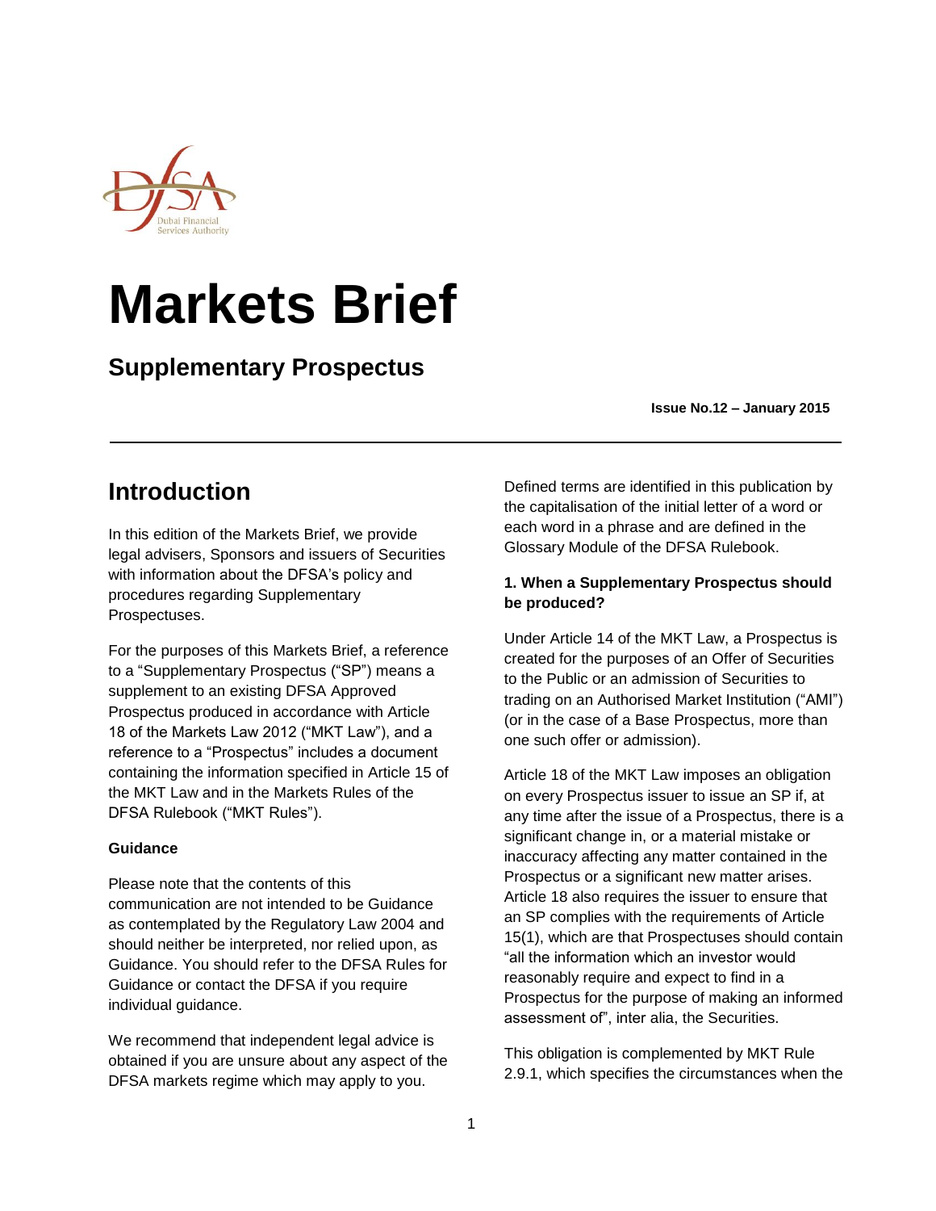# Markets Brief

## Supplementary Prospectus

**Issue No.12 – January 2015**

## Introduction

In this edition of the Markets Brief, we provide legal advisers, Sponsors and issuers of Securities with information about the DFSA's policy and procedures regarding Supplementary Prospectuses.

For the purposes of this Markets Brief, a reference to a "Supplementary Prospectus ("SP") means a supplement to an existing DFSA Approved Prospectus produced in accordance with Article 18 of the Markets Law 2012 ("MKT Law"), and a reference to a "Prospectus" includes a document containing the information specified in Article 15 of the MKT Law and in the Markets Rules of the DFSA Rulebook ("MKT Rules").

**Guidance**

Please note that the contents of this communication are not intended to be Guidance as contemplated by the Regulatory Law 2004 and should neither be interpreted, nor relied upon, as Guidance. You should refer to the DFSA Rules for Guidance or contact the DFSA if you require individual guidance.

We recommend that independent legal advice is obtained if you are unsure about any aspect of the DFSA markets regime which may apply to you.

Defined terms are identified in this publication by the capitalisation of the initial letter of a word or each word in a phrase and are defined in the Glossary Module of the DFSA Rulebook.

**1. When a Supplementary Prospectus should be produced?**

Under Article 14 of the MKT Law, a Prospectus is created for the purposes of an Offer of Securities to the Public or an admission of Securities to trading on an Authorised Market Institution ("AMI") (or in the case of a Base Prospectus, more than one such offer or admission).

Article 18 of the MKT Law imposes an obligation on every Prospectus issuer to issue an SP if, at any time after the issue of a Prospectus, there is a significant change in, or a material mistake or inaccuracy affecting any matter contained in the Prospectus or a significant new matter arises. Article 18 also requires the issuer to ensure that an SP complies with the requirements of Article 15(1), which are that Prospectuses should contain "all the information which an investor would reasonably require and expect to find in a Prospectus for the purpose of making an informed assessment of", inter alia, the Securities.

This obligation is complemented by MKT Rule 2.9.1, which specifies the circumstances when the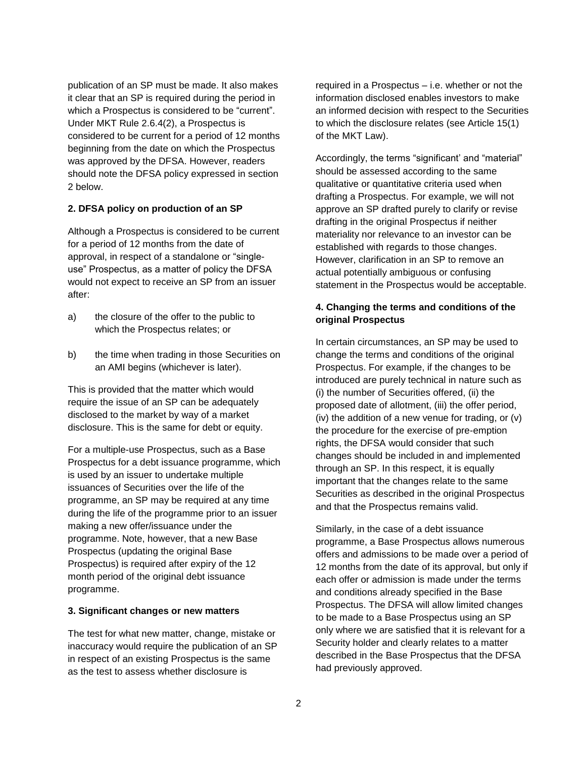publication of an SP must be made. It also makes it clear that an SP is required during the period in which a Prospectus is considered to be "current". Under MKT Rule 2.6.4(2), a Prospectus is considered to be current for a period of 12 months beginning from the date on which the Prospectus was approved by the DFSA. However, readers should note the DFSA policy expressed in section 2 below.

**2. DFSA policy on production of an SP**

Although a Prospectus is considered to be current for a period of 12 months from the date of approval, in respect of a standalone or "single-use" Prospectus, as a matter of policy the DFSA would not expect to receive an SP from an issuer after:

a) the closure of the offer to the public to which the Prospectus relates; or

b) the time when trading in those Securities on an AMI begins (whichever is later).

This is provided that the matter which would require the issue of an SP can be adequately disclosed to the market by way of a market disclosure. This is the same for debt or equity.

For a multiple-use Prospectus, such as a Base Prospectus for a debt issuance programme, which is used by an issuer to undertake multiple issuances of Securities over the life of the programme, an SP may be required at any time during the life of the programme prior to an issuer making a new offer/issuance under the programme. Note, however, that a new Base Prospectus (updating the original Base Prospectus) is required after expiry of the 12 month period of the original debt issuance programme.

**3. Significant changes or new matters**

The test for what new matter, change, mistake or inaccuracy would require the publication of an SP in respect of an existing Prospectus is the same as the test to assess whether disclosure is required in a Prospectus – i.e. whether or not the information disclosed enables investors to make an informed decision with respect to the Securities to which the disclosure relates (see Article 15(1) of the MKT Law).

Accordingly, the terms "significant' and "material" should be assessed according to the same qualitative or quantitative criteria used when drafting a Prospectus. For example, we will not approve an SP drafted purely to clarify or revise drafting in the original Prospectus if neither materiality nor relevance to an investor can be established with regards to those changes. However, clarification in an SP to remove an actual potentially ambiguous or confusing statement in the Prospectus would be acceptable.

**4. Changing the terms and conditions of the original Prospectus**

In certain circumstances, an SP may be used to change the terms and conditions of the original Prospectus. For example, if the changes to be introduced are purely technical in nature such as (i) the number of Securities offered, (ii) the proposed date of allotment, (iii) the offer period, (iv) the addition of a new venue for trading, or (v) the procedure for the exercise of pre-emption rights, the DFSA would consider that such changes should be included in and implemented through an SP. In this respect, it is equally important that the changes relate to the same Securities as described in the original Prospectus and that the Prospectus remains valid.

Similarly, in the case of a debt issuance programme, a Base Prospectus allows numerous offers and admissions to be made over a period of 12 months from the date of its approval, but only if each offer or admission is made under the terms and conditions already specified in the Base Prospectus. The DFSA will allow limited changes to be made to a Base Prospectus using an SP only where we are satisfied that it is relevant for a Security holder and clearly relates to a matter described in the Base Prospectus that the DFSA had previously approved.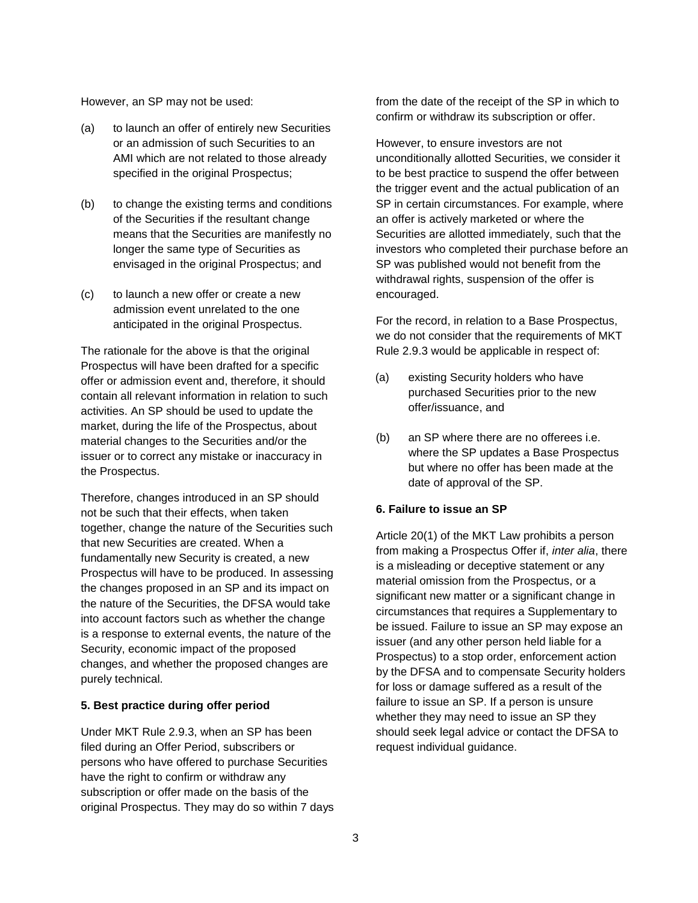However, an SP may not be used:

(a) to launch an offer of entirely new Securities or an admission of such Securities to an AMI which are not related to those already specified in the original Prospectus;

(b) to change the existing terms and conditions of the Securities if the resultant change means that the Securities are manifestly no longer the same type of Securities as envisaged in the original Prospectus; and

(c) to launch a new offer or create a new admission event unrelated to the one anticipated in the original Prospectus.

The rationale for the above is that the original Prospectus will have been drafted for a specific offer or admission event and, therefore, it should contain all relevant information in relation to such activities. An SP should be used to update the market, during the life of the Prospectus, about material changes to the Securities and/or the issuer or to correct any mistake or inaccuracy in the Prospectus.

Therefore, changes introduced in an SP should not be such that their effects, when taken together, change the nature of the Securities such that new Securities are created. When a fundamentally new Security is created, a new Prospectus will have to be produced. In assessing the changes proposed in an SP and its impact on the nature of the Securities, the DFSA would take into account factors such as whether the change is a response to external events, the nature of the Security, economic impact of the proposed changes, and whether the proposed changes are purely technical.

**5. Best practice during offer period**

Under MKT Rule 2.9.3, when an SP has been filed during an Offer Period, subscribers or persons who have offered to purchase Securities have the right to confirm or withdraw any subscription or offer made on the basis of the original Prospectus. They may do so within 7 days from the date of the receipt of the SP in which to confirm or withdraw its subscription or offer.

However, to ensure investors are not unconditionally allotted Securities, we consider it to be best practice to suspend the offer between the trigger event and the actual publication of an SP in certain circumstances. For example, where an offer is actively marketed or where the Securities are allotted immediately, such that the investors who completed their purchase before an SP was published would not benefit from the withdrawal rights, suspension of the offer is encouraged.

For the record, in relation to a Base Prospectus, we do not consider that the requirements of MKT Rule 2.9.3 would be applicable in respect of:

(a) existing Security holders who have purchased Securities prior to the new offer/issuance, and

(b) an SP where there are no offerees i.e. where the SP updates a Base Prospectus but where no offer has been made at the date of approval of the SP.

**6. Failure to issue an SP**

Article 20(1) of the MKT Law prohibits a person from making a Prospectus Offer if, *inter alia*, there is a misleading or deceptive statement or any material omission from the Prospectus, or a significant new matter or a significant change in circumstances that requires a Supplementary to be issued. Failure to issue an SP may expose an issuer (and any other person held liable for a Prospectus) to a stop order, enforcement action by the DFSA and to compensate Security holders for loss or damage suffered as a result of the failure to issue an SP. If a person is unsure whether they may need to issue an SP they should seek legal advice or contact the DFSA to request individual guidance.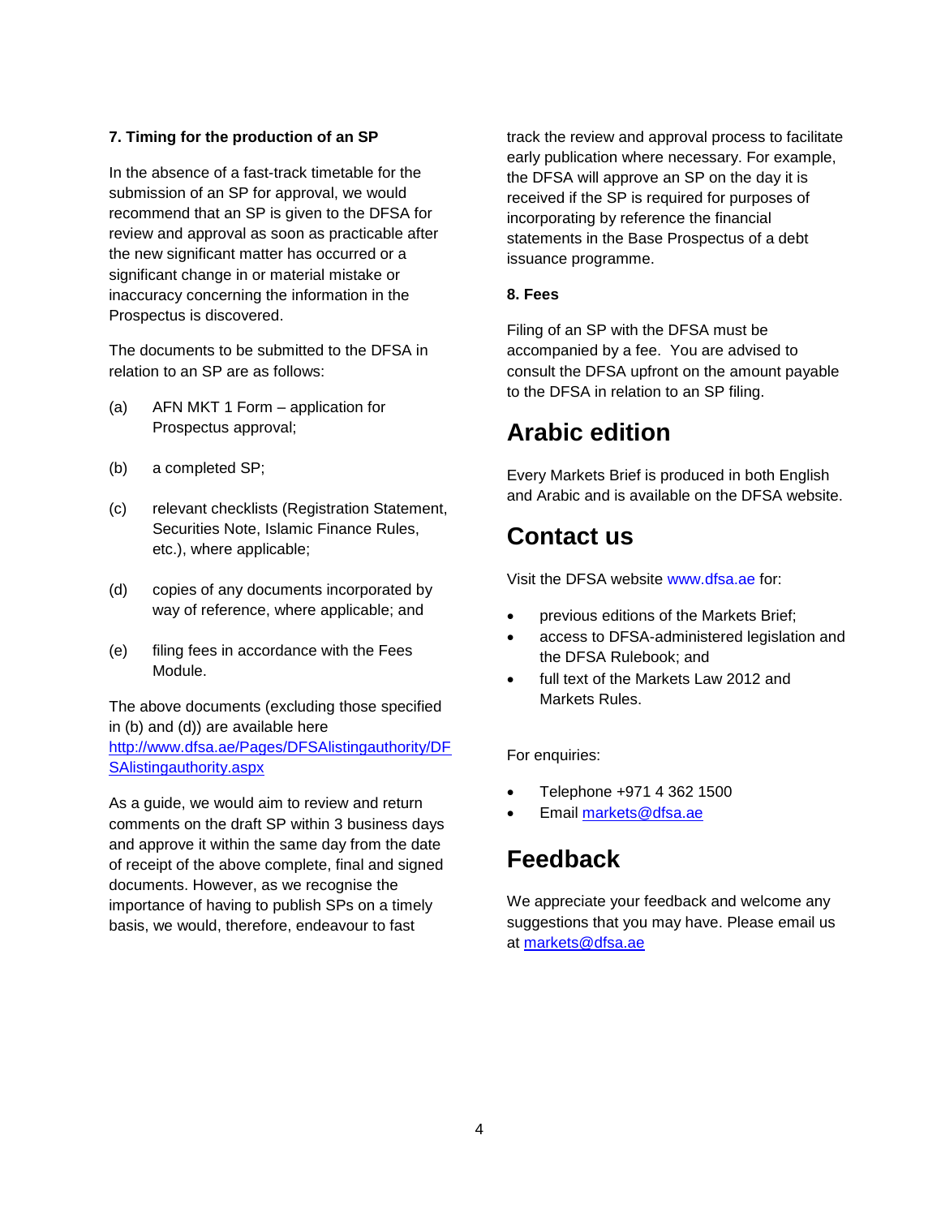### 7. Timing for the production of an SP

In the absence of a fast-track timetable for the submission of an SP for approval, we would recommend that an SP is given to the DFSA for review and approval as soon as practicable after the new significant matter has occurred or a significant change in or material mistake or inaccuracy concerning the information in the Prospectus is discovered.

The documents to be submitted to the DFSA in relation to an SP are as follows:

(a) AFN MKT 1 Form – application for Prospectus approval;

(b) a completed SP;

(c) relevant checklists (Registration Statement, Securities Note, Islamic Finance Rules, etc.), where applicable;

(d) copies of any documents incorporated by way of reference, where applicable; and

(e) filing fees in accordance with the Fees Module.

The above documents (excluding those specified in (b) and (d)) are available here [http://www.dfsa.ae/Pages/DFSAlistingauthority/DFSAlistingauthority.aspx](http://www.dfsa.ae/Pages/DFSAlistingauthority/DFSAlistingauthority.aspx)

As a guide, we would aim to review and return comments on the draft SP within 3 business days and approve it within the same day from the date of receipt of the above complete, final and signed documents. However, as we recognise the importance of having to publish SPs on a timely basis, we would, therefore, endeavour to fast track the review and approval process to facilitate early publication where necessary. For example, the DFSA will approve an SP on the day it is received if the SP is required for purposes of incorporating by reference the financial statements in the Base Prospectus of a debt issuance programme.

### 8. Fees

Filing of an SP with the DFSA must be accompanied by a fee. You are advised to consult the DFSA upfront on the amount payable to the DFSA in relation to an SP filing.

## Arabic edition

Every Markets Brief is produced in both English and Arabic and is available on the DFSA website.

## Contact us

Visit the DFSA website www.dfsa.ae for:

- previous editions of the Markets Brief;
- access to DFSA-administered legislation and the DFSA Rulebook; and
- full text of the Markets Law 2012 and Markets Rules.

For enquiries:

- Telephone +971 4 362 1500
- Email markets@dfsa.ae

## Feedback

We appreciate your feedback and welcome any suggestions that you may have. Please email us at markets@dfsa.ae